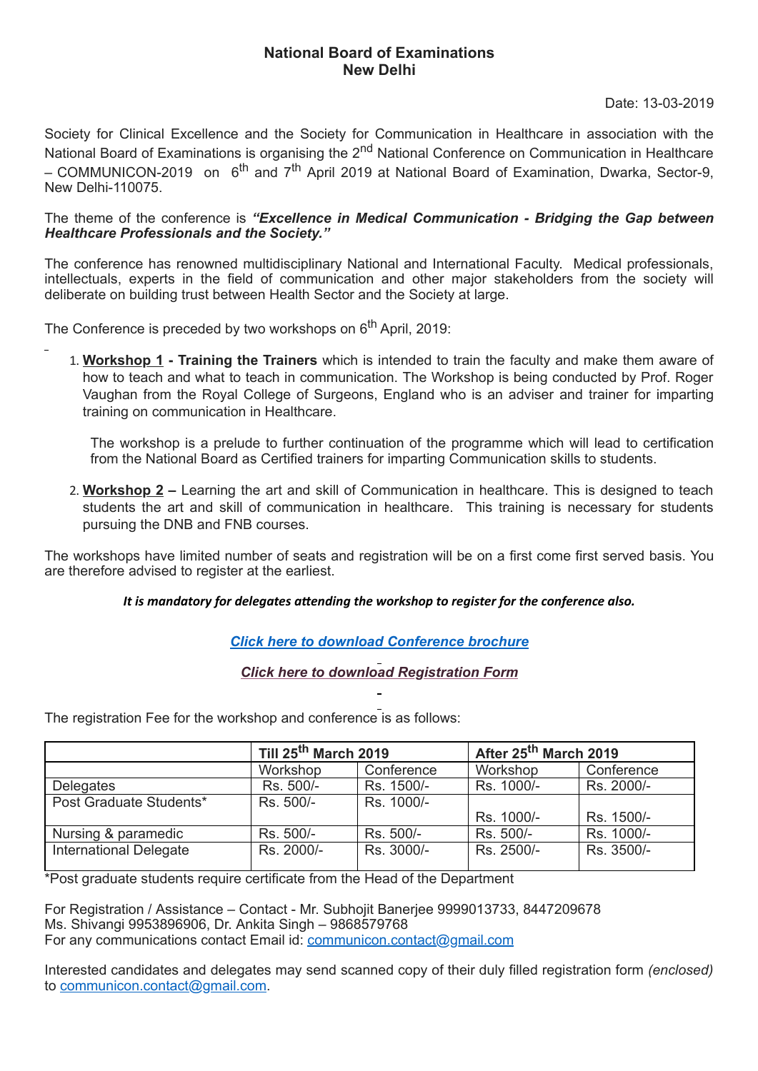**National Board of Examinations**
**New Delhi**

Date: 13-03-2019

Society for Clinical Excellence and the Society for Communication in Healthcare in association with the National Board of Examinations is organising the 2nd National Conference on Communication in Healthcare – COMMUNICON-2019 on 6th and 7th April 2019 at National Board of Examination, Dwarka, Sector-9, New Delhi-110075.

The theme of the conference is ***"Excellence in Medical Communication - Bridging the Gap between Healthcare Professionals and the Society."***

The conference has renowned multidisciplinary National and International Faculty. Medical professionals, intellectuals, experts in the field of communication and other major stakeholders from the society will deliberate on building trust between Health Sector and the Society at large.

The Conference is preceded by two workshops on 6th April, 2019:

1. **Workshop 1 - Training the Trainers** which is intended to train the faculty and make them aware of how to teach and what to teach in communication. The Workshop is being conducted by Prof. Roger Vaughan from the Royal College of Surgeons, England who is an adviser and trainer for imparting training on communication in Healthcare.

   The workshop is a prelude to further continuation of the programme which will lead to certification from the National Board as Certified trainers for imparting Communication skills to students.

2. **Workshop 2 –** Learning the art and skill of Communication in healthcare. This is designed to teach students the art and skill of communication in healthcare. This training is necessary for students pursuing the DNB and FNB courses.

The workshops have limited number of seats and registration will be on a first come first served basis. You are therefore advised to register at the earliest.

***It is mandatory for delegates attending the workshop to register for the conference also.***

***Click here to download Conference brochure***

***Click here to download Registration Form***

The registration Fee for the workshop and conference is as follows:

| | **Till 25th March 2019** | | **After 25th March 2019** | |
|---|---|---|---|---|
| | Workshop | Conference | Workshop | Conference |
| Delegates | Rs. 500/- | Rs. 1500/- | Rs. 1000/- | Rs. 2000/- |
| Post Graduate Students* | Rs. 500/- | Rs. 1000/- | Rs. 1000/- | Rs. 1500/- |
| Nursing & paramedic | Rs. 500/- | Rs. 500/- | Rs. 500/- | Rs. 1000/- |
| International Delegate | Rs. 2000/- | Rs. 3000/- | Rs. 2500/- | Rs. 3500/- |

*Post graduate students require certificate from the Head of the Department

For Registration / Assistance – Contact - Mr. Subhojit Banerjee 9999013733, 8447209678
Ms. Shivangi 9953896906, Dr. Ankita Singh – 9868579768
For any communications contact Email id: communicon.contact@gmail.com

Interested candidates and delegates may send scanned copy of their duly filled registration form *(enclosed)* to communicon.contact@gmail.com.